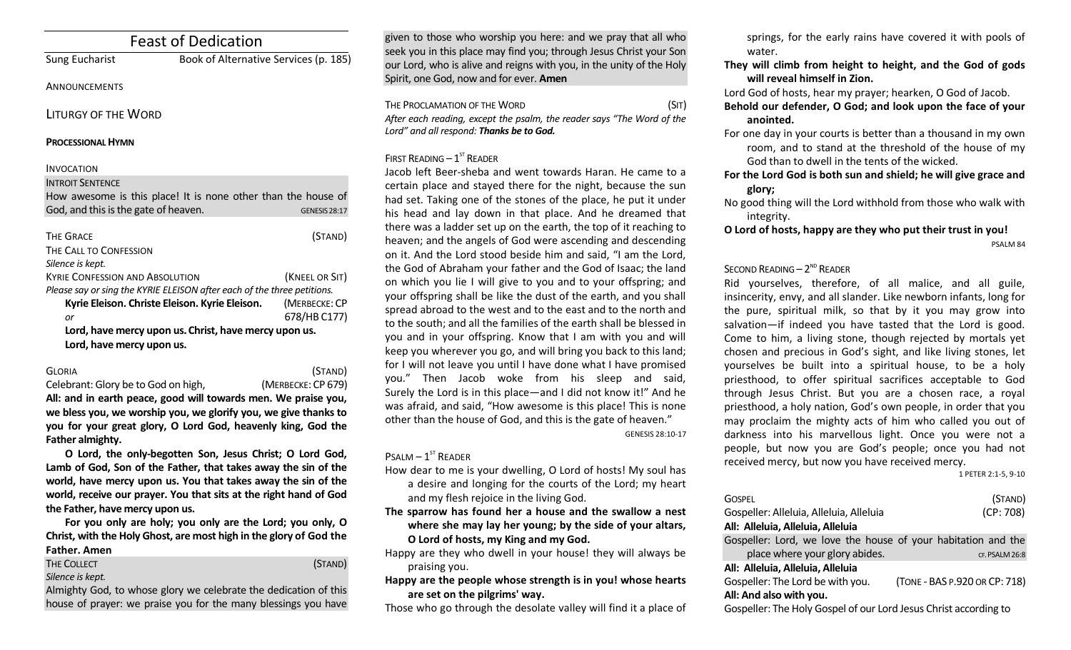# Feast of Dedication

Sung Eucharist — Book of Alternative Services (p. 185)

ANNOUNCEMENTS

## LITURGY OF THE WORD

**PROCESSIONAL HYMN**

INVOCATION

INTROIT SENTENCE

How awesome is this place! It is none other than the house of God, and this is the gate of heaven. GENESIS 28:17

THE GRACE (STAND)

THE CALL TO CONFESSION

*Silence is kept.*

KYRIE CONFESSION AND ABSOLUTION (KNEEL OR SIT)

*Please say or sing the KYRIE ELEISON after each of the three petitions.*

**Kyrie Eleison. Christe Eleison. Kyrie Eleison.** (MERBECKE: CP 678/HB C177)

*or*

**Lord, have mercy upon us. Christ, have mercy upon us. Lord, have mercy upon us.**

GLORIA (STAND)

Celebrant: Glory be to God on high, (MERBECKE: CP 679)

**All: and in earth peace, good will towards men. We praise you, we bless you, we worship you, we glorify you, we give thanks to you for your great glory, O Lord God, heavenly king, God the Father almighty.**

**O Lord, the only-begotten Son, Jesus Christ; O Lord God, Lamb of God, Son of the Father, that takes away the sin of the world, have mercy upon us. You that takes away the sin of the world, receive our prayer. You that sits at the right hand of God the Father, have mercy upon us.**

**For you only are holy; you only are the Lord; you only, O Christ, with the Holy Ghost, are most high in the glory of God the Father. Amen**

THE COLLECT (STAND)

*Silence is kept.*

Almighty God, to whose glory we celebrate the dedication of this house of prayer: we praise you for the many blessings you have given to those who worship you here: and we pray that all who seek you in this place may find you; through Jesus Christ your Son our Lord, who is alive and reigns with you, in the unity of the Holy Spirit, one God, now and for ever. **Amen**

THE PROCLAMATION OF THE WORD (SIT)

*After each reading, except the psalm, the reader says "The Word of the Lord" and all respond:* ***Thanks be to God.***

FIRST READING – 1ST READER

Jacob left Beer-sheba and went towards Haran. He came to a certain place and stayed there for the night, because the sun had set. Taking one of the stones of the place, he put it under his head and lay down in that place. And he dreamed that there was a ladder set up on the earth, the top of it reaching to heaven; and the angels of God were ascending and descending on it. And the Lord stood beside him and said, "I am the Lord, the God of Abraham your father and the God of Isaac; the land on which you lie I will give to you and to your offspring; and your offspring shall be like the dust of the earth, and you shall spread abroad to the west and to the east and to the north and to the south; and all the families of the earth shall be blessed in you and in your offspring. Know that I am with you and will keep you wherever you go, and will bring you back to this land; for I will not leave you until I have done what I have promised you." Then Jacob woke from his sleep and said, Surely the Lord is in this place—and I did not know it!" And he was afraid, and said, "How awesome is this place! This is none other than the house of God, and this is the gate of heaven."

GENESIS 28:10-17

PSALM – 1ST READER

How dear to me is your dwelling, O Lord of hosts! My soul has a desire and longing for the courts of the Lord; my heart and my flesh rejoice in the living God.

**The sparrow has found her a house and the swallow a nest where she may lay her young; by the side of your altars, O Lord of hosts, my King and my God.**

Happy are they who dwell in your house! they will always be praising you.

**Happy are the people whose strength is in you! whose hearts are set on the pilgrims' way.**

Those who go through the desolate valley will find it a place of springs, for the early rains have covered it with pools of water.

**They will climb from height to height, and the God of gods will reveal himself in Zion.**

Lord God of hosts, hear my prayer; hearken, O God of Jacob.

**Behold our defender, O God; and look upon the face of your anointed.**

For one day in your courts is better than a thousand in my own room, and to stand at the threshold of the house of my God than to dwell in the tents of the wicked.

**For the Lord God is both sun and shield; he will give grace and glory;**

No good thing will the Lord withhold from those who walk with integrity.

**O Lord of hosts, happy are they who put their trust in you!**

PSALM 84

SECOND READING – 2ND READER

Rid yourselves, therefore, of all malice, and all guile, insincerity, envy, and all slander. Like newborn infants, long for the pure, spiritual milk, so that by it you may grow into salvation—if indeed you have tasted that the Lord is good. Come to him, a living stone, though rejected by mortals yet chosen and precious in God's sight, and like living stones, let yourselves be built into a spiritual house, to be a holy priesthood, to offer spiritual sacrifices acceptable to God through Jesus Christ. But you are a chosen race, a royal priesthood, a holy nation, God's own people, in order that you may proclaim the mighty acts of him who called you out of darkness into his marvellous light. Once you were not a people, but now you are God's people; once you had not received mercy, but now you have received mercy.

1 PETER 2:1-5, 9-10

GOSPEL (STAND)

Gospeller: Alleluia, Alleluia, Alleluia (CP: 708)

**All: Alleluia, Alleluia, Alleluia**

Gospeller: Lord, we love the house of your habitation and the place where your glory abides. CF. PSALM 26:8

**All: Alleluia, Alleluia, Alleluia**

Gospeller: The Lord be with you. (TONE - BAS P.920 OR CP: 718)

**All: And also with you.**

Gospeller: The Holy Gospel of our Lord Jesus Christ according to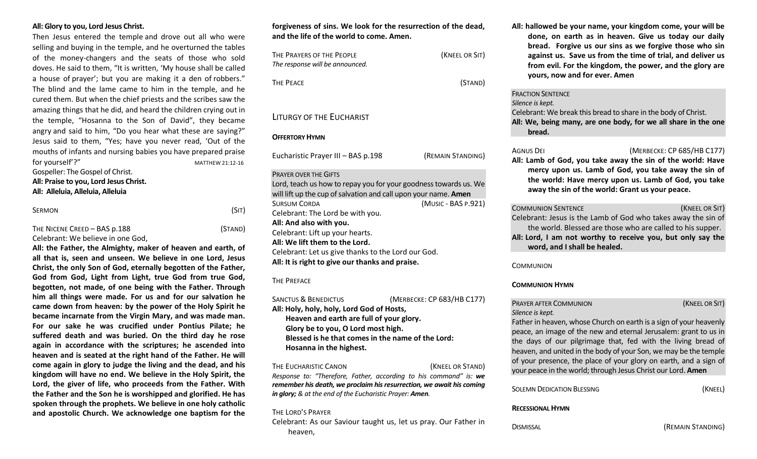**All: Glory to you, Lord Jesus Christ.**

Then Jesus entered the temple and drove out all who were selling and buying in the temple, and he overturned the tables of the money-changers and the seats of those who sold doves. He said to them, "It is written, 'My house shall be called a house of prayer'; but you are making it a den of robbers." The blind and the lame came to him in the temple, and he cured them. But when the chief priests and the scribes saw the amazing things that he did, and heard the children crying out in the temple, "Hosanna to the Son of David", they became angry and said to him, "Do you hear what these are saying?" Jesus said to them, "Yes; have you never read, 'Out of the mouths of infants and nursing babies you have prepared praise for yourself'?" MATTHEW 21:12-16

Gospeller: The Gospel of Christ.

**All: Praise to you, Lord Jesus Christ.**

**All: Alleluia, Alleluia, Alleluia**

SERMON (SIT)

THE NICENE CREED – BAS p.188 (STAND)

Celebrant: We believe in one God,

**All: the Father, the Almighty, maker of heaven and earth, of all that is, seen and unseen. We believe in one Lord, Jesus Christ, the only Son of God, eternally begotten of the Father, God from God, Light from Light, true God from true God, begotten, not made, of one being with the Father. Through him all things were made. For us and for our salvation he came down from heaven: by the power of the Holy Spirit he became incarnate from the Virgin Mary, and was made man. For our sake he was crucified under Pontius Pilate; he suffered death and was buried. On the third day he rose again in accordance with the scriptures; he ascended into heaven and is seated at the right hand of the Father. He will come again in glory to judge the living and the dead, and his kingdom will have no end. We believe in the Holy Spirit, the Lord, the giver of life, who proceeds from the Father. With the Father and the Son he is worshipped and glorified. He has spoken through the prophets. We believe in one holy catholic and apostolic Church. We acknowledge one baptism for the forgiveness of sins. We look for the resurrection of the dead, and the life of the world to come. Amen.**

THE PRAYERS OF THE PEOPLE (KNEEL OR SIT)

*The response will be announced.*

THE PEACE (STAND)

## LITURGY OF THE EUCHARIST

**OFFERTORY HYMN**

Eucharistic Prayer III – BAS p.198 (REMAIN STANDING)

PRAYER OVER THE GIFTS

Lord, teach us how to repay you for your goodness towards us. We will lift up the cup of salvation and call upon your name. **Amen**

SURSUM CORDA (MUSIC - BAS P.921)

Celebrant: The Lord be with you.

**All: And also with you.**

Celebrant: Lift up your hearts.

**All: We lift them to the Lord.**

Celebrant: Let us give thanks to the Lord our God.

**All: It is right to give our thanks and praise.**

THE PREFACE

SANCTUS & BENEDICTUS (MERBECKE: CP 683/HB C177)

**All: Holy, holy, holy, Lord God of Hosts,**
**Heaven and earth are full of your glory.**
**Glory be to you, O Lord most high.**
**Blessed is he that comes in the name of the Lord:**
**Hosanna in the highest.**

THE EUCHARISTIC CANON (KNEEL OR STAND)

*Response to: "Therefore, Father, according to his command" is: **we remember his death, we proclaim his resurrection, we await his coming in glory;** & at the end of the Eucharistic Prayer: **Amen**.*

THE LORD'S PRAYER

Celebrant: As our Saviour taught us, let us pray. Our Father in heaven,

**All: hallowed be your name, your kingdom come, your will be done, on earth as in heaven. Give us today our daily bread. Forgive us our sins as we forgive those who sin against us. Save us from the time of trial, and deliver us from evil. For the kingdom, the power, and the glory are yours, now and for ever. Amen**

FRACTION SENTENCE

*Silence is kept.*

Celebrant: We break this bread to share in the body of Christ.

**All: We, being many, are one body, for we all share in the one bread.**

AGNUS DEI (MERBECKE: CP 685/HB C177)

**All: Lamb of God, you take away the sin of the world: Have mercy upon us. Lamb of God, you take away the sin of the world: Have mercy upon us. Lamb of God, you take away the sin of the world: Grant us your peace.**

COMMUNION SENTENCE (KNEEL OR SIT)

Celebrant: Jesus is the Lamb of God who takes away the sin of the world. Blessed are those who are called to his supper.

**All: Lord, I am not worthy to receive you, but only say the word, and I shall be healed.**

COMMUNION

**COMMUNION HYMN**

PRAYER AFTER COMMUNION (KNEEL OR SIT)

*Silence is kept.*

Father in heaven, whose Church on earth is a sign of your heavenly peace, an image of the new and eternal Jerusalem: grant to us in the days of our pilgrimage that, fed with the living bread of heaven, and united in the body of your Son, we may be the temple of your presence, the place of your glory on earth, and a sign of your peace in the world; through Jesus Christ our Lord. **Amen**

SOLEMN DEDICATION BLESSING (KNEEL)

**RECESSIONAL HYMN**

DISMISSAL (REMAIN STANDING)